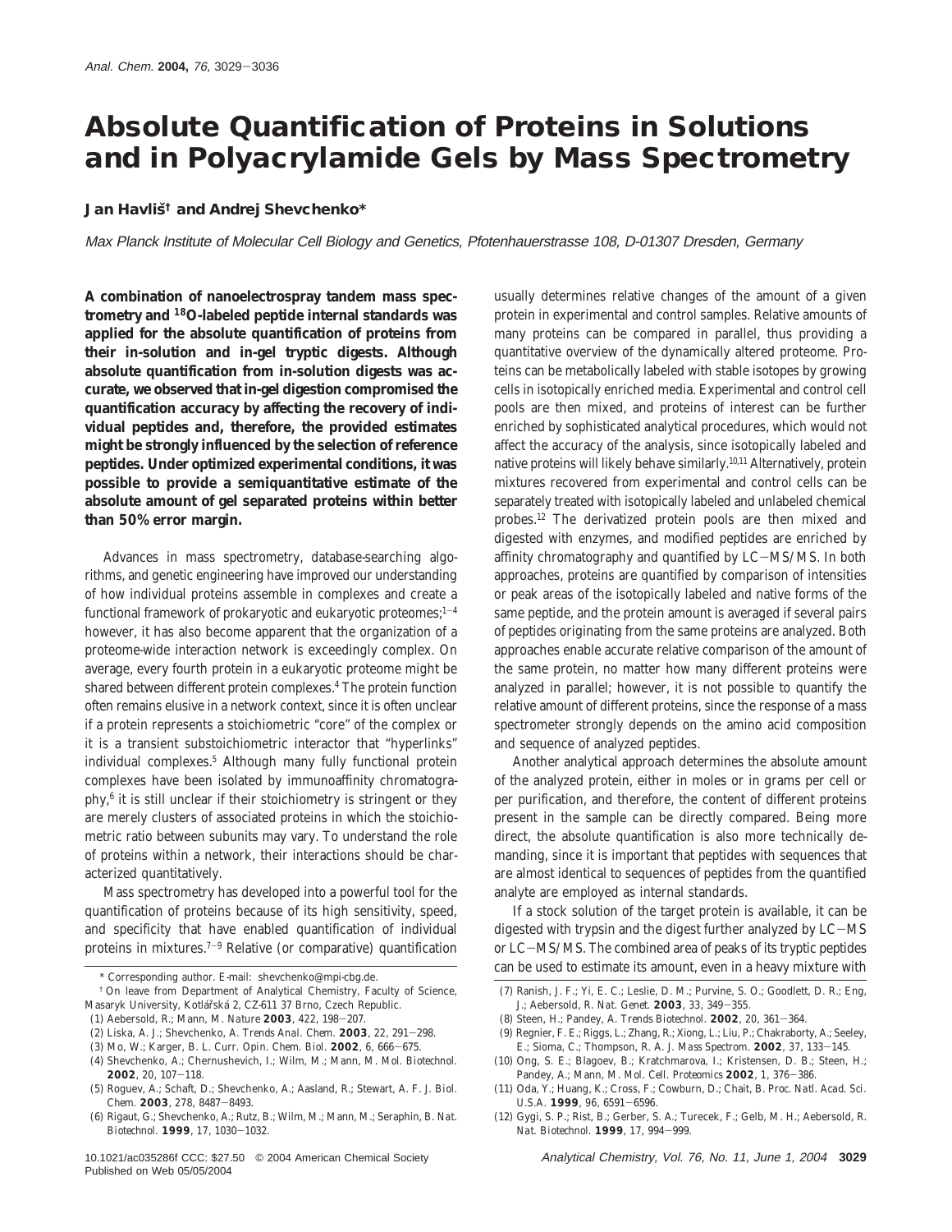# Absolute Quantification of Proteins in Solutions and in Polyacrylamide Gels by Mass Spectrometry

**Jan Havliš† and Andrej Shevchenko***

*Max Planck Institute of Molecular Cell Biology and Genetics, Pfotenhauerstrasse 108, D-01307 Dresden, Germany*

**A combination of nanoelectrospray tandem mass spectrometry and $^{18}$O-labeled peptide internal standards was applied for the absolute quantification of proteins from their in-solution and in-gel tryptic digests. Although absolute quantification from in-solution digests was accurate, we observed that in-gel digestion compromised the quantification accuracy by affecting the recovery of individual peptides and, therefore, the provided estimates might be strongly influenced by the selection of reference peptides. Under optimized experimental conditions, it was possible to provide a semiquantitative estimate of the absolute amount of gel separated proteins within better than 50% error margin.**

Advances in mass spectrometry, database-searching algorithms, and genetic engineering have improved our understanding of how individual proteins assemble in complexes and create a functional framework of prokaryotic and eukaryotic proteomes;[1-4] however, it has also become apparent that the organization of a proteome-wide interaction network is exceedingly complex. On average, every fourth protein in a eukaryotic proteome might be shared between different protein complexes.[4] The protein function often remains elusive in a network context, since it is often unclear if a protein represents a stoichiometric "core" of the complex or it is a transient substoichiometric interactor that "hyperlinks" individual complexes.[5] Although many fully functional protein complexes have been isolated by immunoaffinity chromatography,[6] it is still unclear if their stoichiometry is stringent or they are merely clusters of associated proteins in which the stoichiometric ratio between subunits may vary. To understand the role of proteins within a network, their interactions should be characterized quantitatively.

Mass spectrometry has developed into a powerful tool for the quantification of proteins because of its high sensitivity, speed, and specificity that have enabled quantification of individual proteins in mixtures.[7-9] Relative (or comparative) quantification usually determines relative changes of the amount of a given protein in experimental and control samples. Relative amounts of many proteins can be compared in parallel, thus providing a quantitative overview of the dynamically altered proteome. Proteins can be metabolically labeled with stable isotopes by growing cells in isotopically enriched media. Experimental and control cell pools are then mixed, and proteins of interest can be further enriched by sophisticated analytical procedures, which would not affect the accuracy of the analysis, since isotopically labeled and native proteins will likely behave similarly.[10,11] Alternatively, protein mixtures recovered from experimental and control cells can be separately treated with isotopically labeled and unlabeled chemical probes.[12] The derivatized protein pools are then mixed and digested with enzymes, and modified peptides are enriched by affinity chromatography and quantified by LC−MS/MS. In both approaches, proteins are quantified by comparison of intensities or peak areas of the isotopically labeled and native forms of the same peptide, and the protein amount is averaged if several pairs of peptides originating from the same proteins are analyzed. Both approaches enable accurate relative comparison of the amount of the same protein, no matter how many different proteins were analyzed in parallel; however, it is not possible to quantify the relative amount of different proteins, since the response of a mass spectrometer strongly depends on the amino acid composition and sequence of analyzed peptides.

Another analytical approach determines the absolute amount of the analyzed protein, either in moles or in grams per cell or per purification, and therefore, the content of different proteins present in the sample can be directly compared. Being more direct, the absolute quantification is also more technically demanding, since it is important that peptides with sequences that are almost identical to sequences of peptides from the quantified analyte are employed as internal standards.

If a stock solution of the target protein is available, it can be digested with trypsin and the digest further analyzed by LC−MS or LC−MS/MS. The combined area of peaks of its tryptic peptides can be used to estimate its amount, even in a heavy mixture with

\* Corresponding author. E-mail: shevchenko@mpi-cbg.de.

† On leave from Department of Analytical Chemistry, Faculty of Science, Masaryk University, Kotlářská 2, CZ-611 37 Brno, Czech Republic.

(1) Aebersold, R.; Mann, M. *Nature* **2003**, *422*, 198−207.
(2) Liska, A. J.; Shevchenko, A. *Trends Anal. Chem.* **2003**, *22*, 291−298.
(3) Mo, W.; Karger, B. L. *Curr. Opin. Chem. Biol.* **2002**, *6*, 666−675.
(4) Shevchenko, A.; Chernushevich, I.; Wilm, M.; Mann, M. *Mol. Biotechnol.* **2002**, *20*, 107−118.
(5) Roguev, A.; Schaft, D.; Shevchenko, A.; Aasland, R.; Stewart, A. F. *J. Biol. Chem.* **2003**, *278*, 8487−8493.
(6) Rigaut, G.; Shevchenko, A.; Rutz, B.; Wilm, M.; Mann, M.; Seraphin, B. *Nat. Biotechnol.* **1999**, *17*, 1030−1032.
(7) Ranish, J. F.; Yi, E. C.; Leslie, D. M.; Purvine, S. O.; Goodlett, D. R.; Eng, J.; Aebersold, R. *Nat. Genet.* **2003**, *33*, 349−355.
(8) Steen, H.; Pandey, A. *Trends Biotechnol.* **2002**, *20*, 361−364.
(9) Regnier, F. E.; Riggs, L.; Zhang, R.; Xiong, L.; Liu, P.; Chakraborty, A.; Seeley, E.; Sioma, C.; Thompson, R. A. *J. Mass Spectrom.* **2002**, *37*, 133−145.
(10) Ong, S. E.; Blagoev, B.; Kratchmarova, I.; Kristensen, D. B.; Steen, H.; Pandey, A.; Mann, M. *Mol. Cell. Proteomics* **2002**, *1*, 376−386.
(11) Oda, Y.; Huang, K.; Cross, F.; Cowburn, D.; Chait, B. *Proc. Natl. Acad. Sci. U.S.A.* **1999**, *96*, 6591−6596.
(12) Gygi, S. P.; Rist, B.; Gerber, S. A.; Turecek, F.; Gelb, M. H.; Aebersold, R. *Nat. Biotechnol.* **1999**, *17*, 994−999.

10.1021/ac035286f CCC: $27.50 © 2004 American Chemical Society
Published on Web 05/05/2004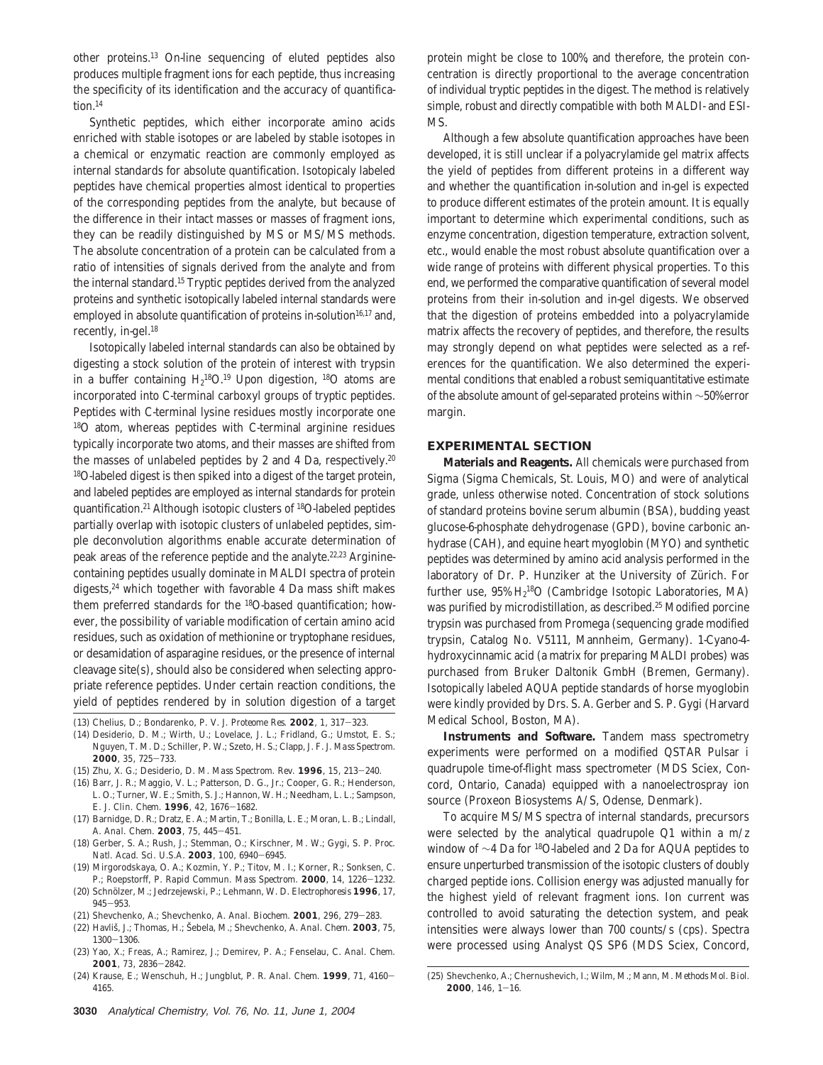other proteins.[13] On-line sequencing of eluted peptides also produces multiple fragment ions for each peptide, thus increasing the specificity of its identification and the accuracy of quantification.[14]

Synthetic peptides, which either incorporate amino acids enriched with stable isotopes or are labeled by stable isotopes in a chemical or enzymatic reaction are commonly employed as internal standards for absolute quantification. Isotopicaly labeled peptides have chemical properties almost identical to properties of the corresponding peptides from the analyte, but because of the difference in their intact masses or masses of fragment ions, they can be readily distinguished by MS or MS/MS methods. The absolute concentration of a protein can be calculated from a ratio of intensities of signals derived from the analyte and from the internal standard.[15] Tryptic peptides derived from the analyzed proteins and synthetic isotopically labeled internal standards were employed in absolute quantification of proteins in-solution[16,17] and, recently, in-gel.[18]

Isotopically labeled internal standards can also be obtained by digesting a stock solution of the protein of interest with trypsin in a buffer containing $H_2{}^{18}O$.[19] Upon digestion, $^{18}O$ atoms are incorporated into C-terminal carboxyl groups of tryptic peptides. Peptides with C-terminal lysine residues mostly incorporate one $^{18}O$ atom, whereas peptides with C-terminal arginine residues typically incorporate two atoms, and their masses are shifted from the masses of unlabeled peptides by 2 and 4 Da, respectively.[20] $^{18}O$-labeled digest is then spiked into a digest of the target protein, and labeled peptides are employed as internal standards for protein quantification.[21] Although isotopic clusters of $^{18}O$-labeled peptides partially overlap with isotopic clusters of unlabeled peptides, simple deconvolution algorithms enable accurate determination of peak areas of the reference peptide and the analyte.[22,23] Arginine-containing peptides usually dominate in MALDI spectra of protein digests,[24] which together with favorable 4 Da mass shift makes them preferred standards for the $^{18}O$-based quantification; however, the possibility of variable modification of certain amino acid residues, such as oxidation of methionine or tryptophane residues, or desamidation of asparagine residues, or the presence of internal cleavage site(s), should also be considered when selecting appropriate reference peptides. Under certain reaction conditions, the yield of peptides rendered by in solution digestion of a target protein might be close to 100%, and therefore, the protein concentration is directly proportional to the average concentration of individual tryptic peptides in the digest. The method is relatively simple, robust and directly compatible with both MALDI- and ESI-MS.

Although a few absolute quantification approaches have been developed, it is still unclear if a polyacrylamide gel matrix affects the yield of peptides from different proteins in a different way and whether the quantification in-solution and in-gel is expected to produce different estimates of the protein amount. It is equally important to determine which experimental conditions, such as enzyme concentration, digestion temperature, extraction solvent, etc., would enable the most robust absolute quantification over a wide range of proteins with different physical properties. To this end, we performed the comparative quantification of several model proteins from their in-solution and in-gel digests. We observed that the digestion of proteins embedded into a polyacrylamide matrix affects the recovery of peptides, and therefore, the results may strongly depend on what peptides were selected as a references for the quantification. We also determined the experimental conditions that enabled a robust semiquantitative estimate of the absolute amount of gel-separated proteins within ~50% error margin.

## EXPERIMENTAL SECTION

**Materials and Reagents.** All chemicals were purchased from Sigma (Sigma Chemicals, St. Louis, MO) and were of analytical grade, unless otherwise noted. Concentration of stock solutions of standard proteins bovine serum albumin (BSA), budding yeast glucose-6-phosphate dehydrogenase (GPD), bovine carbonic anhydrase (CAH), and equine heart myoglobin (MYO) and synthetic peptides was determined by amino acid analysis performed in the laboratory of Dr. P. Hunziker at the University of Zürich. For further use, 95% $H_2{}^{18}O$ (Cambridge Isotopic Laboratories, MA) was purified by microdistillation, as described.[25] Modified porcine trypsin was purchased from Promega (sequencing grade modified trypsin, Catalog No. V5111, Mannheim, Germany). 1-Cyano-4-hydroxycinnamic acid (a matrix for preparing MALDI probes) was purchased from Bruker Daltonik GmbH (Bremen, Germany). Isotopically labeled AQUA peptide standards of horse myoglobin were kindly provided by Drs. S. A. Gerber and S. P. Gygi (Harvard Medical School, Boston, MA).

**Instruments and Software.** Tandem mass spectrometry experiments were performed on a modified QSTAR Pulsar i quadrupole time-of-flight mass spectrometer (MDS Sciex, Concord, Ontario, Canada) equipped with a nanoelectrospray ion source (Proxeon Biosystems A/S, Odense, Denmark).

To acquire MS/MS spectra of internal standards, precursors were selected by the analytical quadrupole Q1 within a $m/z$ window of ~4 Da for $^{18}O$-labeled and 2 Da for AQUA peptides to ensure unperturbed transmission of the isotopic clusters of doubly charged peptide ions. Collision energy was adjusted manually for the highest yield of relevant fragment ions. Ion current was controlled to avoid saturating the detection system, and peak intensities were always lower than 700 counts/s (cps). Spectra were processed using Analyst QS SP6 (MDS Sciex, Concord,

(13) Chelius, D.; Bondarenko, P. V. *J. Proteome Res.* **2002**, 1, 317–323.
(14) Desiderio, D. M.; Wirth, U.; Lovelace, J. L.; Fridland, G.; Umstot, E. S.; Nguyen, T. M. D.; Schiller, P. W.; Szeto, H. S.; Clapp, J. F. *J. Mass Spectrom.* **2000**, 35, 725–733.
(15) Zhu, X. G.; Desiderio, D. M. *Mass Spectrom. Rev.* **1996**, 15, 213–240.
(16) Barr, J. R.; Maggio, V. L.; Patterson, D. G., Jr.; Cooper, G. R.; Henderson, L. O.; Turner, W. E.; Smith, S. J.; Hannon, W. H.; Needham, L. L.; Sampson, E. J. *Clin. Chem.* **1996**, 42, 1676–1682.
(17) Barnidge, D. R.; Dratz, E. A.; Martin, T.; Bonilla, L. E.; Moran, L. B.; Lindall, A. *Anal. Chem.* **2003**, 75, 445–451.
(18) Gerber, S. A.; Rush, J.; Stemman, O.; Kirschner, M. W.; Gygi, S. P. *Proc. Natl. Acad. Sci. U.S.A.* **2003**, 100, 6940–6945.
(19) Mirgorodskaya, O. A.; Kozmin, Y. P.; Titov, M. I.; Korner, R.; Sonksen, C. P.; Roepstorff, P. *Rapid Commun. Mass Spectrom.* **2000**, 14, 1226–1232.
(20) Schnölzer, M.; Jedrzejewski, P.; Lehmann, W. D. *Electrophoresis* **1996**, 17, 945–953.
(21) Shevchenko, A.; Shevchenko, A. *Anal. Biochem.* **2001**, 296, 279–283.
(22) Havliš, J.; Thomas, H.; Šebela, M.; Shevchenko, A. *Anal. Chem.* **2003**, 75, 1300–1306.
(23) Yao, X.; Freas, A.; Ramirez, J.; Demirev, P. A.; Fenselau, C. *Anal. Chem.* **2001**, 73, 2836–2842.
(24) Krause, E.; Wenschuh, H.; Jungblut, P. R. *Anal. Chem.* **1999**, 71, 4160–4165.
(25) Shevchenko, A.; Chernushevich, I.; Wilm, M.; Mann, M. *Methods Mol. Biol.* **2000**, 146, 1–16.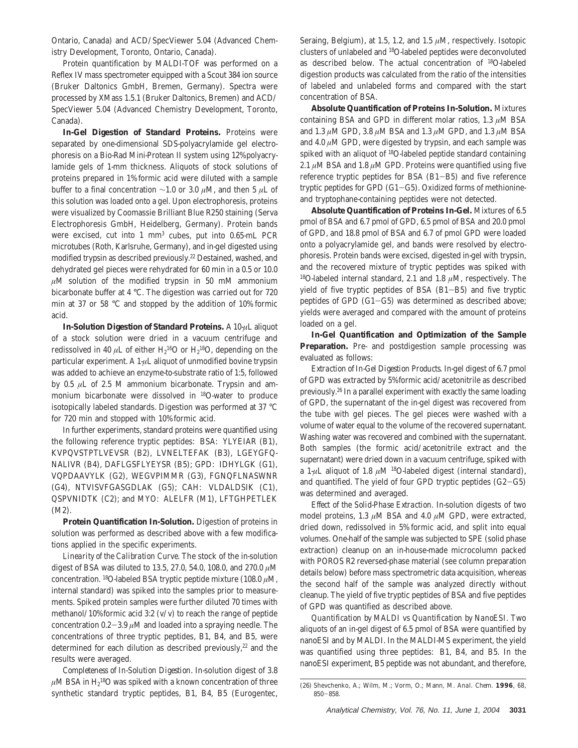Ontario, Canada) and ACD/SpecViewer 5.04 (Advanced Chemistry Development, Toronto, Ontario, Canada).

Protein quantification by MALDI-TOF was performed on a Reflex IV mass spectrometer equipped with a Scout 384 ion source (Bruker Daltonics GmbH, Bremen, Germany). Spectra were processed by XMass 1.5.1 (Bruker Daltonics, Bremen) and ACD/SpecViewer 5.04 (Advanced Chemistry Development, Toronto, Canada).

**In-Gel Digestion of Standard Proteins.** Proteins were separated by one-dimensional SDS-polyacrylamide gel electrophoresis on a Bio-Rad Mini-Protean II system using 12% polyacrylamide gels of 1-mm thickness. Aliquots of stock solutions of proteins prepared in 1% formic acid were diluted with a sample buffer to a final concentration ~1.0 or 3.0 $\mu$M, and then 5 $\mu$L of this solution was loaded onto a gel. Upon electrophoresis, proteins were visualized by Coomassie Brilliant Blue R250 staining (Serva Electrophoresis GmbH, Heidelberg, Germany). Protein bands were excised, cut into 1 mm$^3$ cubes, put into 0.65-mL PCR microtubes (Roth, Karlsruhe, Germany), and in-gel digested using modified trypsin as described previously.[22] Destained, washed, and dehydrated gel pieces were rehydrated for 60 min in a 0.5 or 10.0 $\mu$M solution of the modified trypsin in 50 mM ammonium bicarbonate buffer at 4 °C. The digestion was carried out for 720 min at 37 or 58 °C and stopped by the addition of 10% formic acid.

**In-Solution Digestion of Standard Proteins.** A 10-$\mu$L aliquot of a stock solution were dried in a vacuum centrifuge and redissolved in 40 $\mu$L of either $H_2{}^{16}O$ or $H_2{}^{18}O$, depending on the particular experiment. A 1-$\mu$L aliquot of unmodified bovine trypsin was added to achieve an enzyme-to-substrate ratio of 1:5, followed by 0.5 $\mu$L of 2.5 M ammonium bicarbonate. Trypsin and ammonium bicarbonate were dissolved in $^{18}$O-water to produce isotopically labeled standards. Digestion was performed at 37 °C for 720 min and stopped with 10% formic acid.

In further experiments, standard proteins were quantified using the following reference tryptic peptides: BSA: YLYEIAR (B1), KVPQVSTPTLVEVSR (B2), LVNELTEFAK (B3), LGEYGFQNALIVR (B4), DAFLGSFLYEYSR (B5); GPD: IDHYLGK (G1), VQPDAAVYLK (G2), WEGVPIMMR (G3), FGNQFLNASWNR (G4), NTVISVFGASGDLAK (G5); CAH: VLDALDSIK (C1), QSPVNIDTK (C2); and MYO: ALELFR (M1), LFTGHPETLEK (M2).

**Protein Quantification In-Solution.** Digestion of proteins in solution was performed as described above with a few modifications applied in the specific experiments.

*Linearity of the Calibration Curve.* The stock of the in-solution digest of BSA was diluted to 13.5, 27.0, 54.0, 108.0, and 270.0 $\mu$M concentration. $^{18}$O-labeled BSA tryptic peptide mixture (108.0 $\mu$M, internal standard) was spiked into the samples prior to measurements. Spiked protein samples were further diluted 70 times with methanol/10% formic acid 3:2 (v/v) to reach the range of peptide concentration 0.2–3.9 $\mu$M and loaded into a spraying needle. The concentrations of three tryptic peptides, B1, B4, and B5, were determined for each dilution as described previously,[22] and the results were averaged.

*Completeness of In-Solution Digestion.* In-solution digest of 3.8 $\mu$M BSA in $H_2{}^{18}O$ was spiked with a known concentration of three synthetic standard tryptic peptides, B1, B4, B5 (Eurogentec, Seraing, Belgium), at 1.5, 1.2, and 1.5 $\mu$M, respectively. Isotopic clusters of unlabeled and $^{18}$O-labeled peptides were deconvoluted as described below. The actual concentration of $^{18}$O-labeled digestion products was calculated from the ratio of the intensities of labeled and unlabeled forms and compared with the start concentration of BSA.

**Absolute Quantification of Proteins In-Solution.** Mixtures containing BSA and GPD in different molar ratios, 1.3 $\mu$M BSA and 1.3 $\mu$M GPD, 3.8 $\mu$M BSA and 1.3 $\mu$M GPD, and 1.3 $\mu$M BSA and 4.0 $\mu$M GPD, were digested by trypsin, and each sample was spiked with an aliquot of $^{18}$O-labeled peptide standard containing 2.1 $\mu$M BSA and 1.8 $\mu$M GPD. Proteins were quantified using five reference tryptic peptides for BSA (B1–B5) and five reference tryptic peptides for GPD (G1–G5). Oxidized forms of methionine- and tryptophane-containing peptides were not detected.

**Absolute Quantification of Proteins In-Gel.** Mixtures of 6.5 pmol of BSA and 6.7 pmol of GPD, 6.5 pmol of BSA and 20.0 pmol of GPD, and 18.8 pmol of BSA and 6.7 of pmol GPD were loaded onto a polyacrylamide gel, and bands were resolved by electrophoresis. Protein bands were excised, digested in-gel with trypsin, and the recovered mixture of tryptic peptides was spiked with $^{18}$O-labeled internal standard, 2.1 and 1.8 $\mu$M, respectively. The yield of five tryptic peptides of BSA (B1–B5) and five tryptic peptides of GPD (G1–G5) was determined as described above; yields were averaged and compared with the amount of proteins loaded on a gel.

**In-Gel Quantification and Optimization of the Sample Preparation.** Pre- and postdigestion sample processing was evaluated as follows:

*Extraction of In-Gel Digestion Products.* In-gel digest of 6.7 pmol of GPD was extracted by 5% formic acid/acetonitrile as described previously.[26] In a parallel experiment with exactly the same loading of GPD, the supernatant of the in-gel digest was recovered from the tube with gel pieces. The gel pieces were washed with a volume of water equal to the volume of the recovered supernatant. Washing water was recovered and combined with the supernatant. Both samples (the formic acid/acetonitrile extract and the supernatant) were dried down in a vacuum centrifuge, spiked with a 1-$\mu$L aliquot of 1.8 $\mu$M $^{18}$O-labeled digest (internal standard), and quantified. The yield of four GPD tryptic peptides (G2–G5) was determined and averaged.

*Effect of the Solid-Phase Extraction.* In-solution digests of two model proteins, 1.3 $\mu$M BSA and 4.0 $\mu$M GPD, were extracted, dried down, redissolved in 5% formic acid, and split into equal volumes. One-half of the sample was subjected to SPE (solid phase extraction) cleanup on an in-house-made microcolumn packed with POROS R2 reversed-phase material (see column preparation details below) before mass spectrometric data acquisition, whereas the second half of the sample was analyzed directly without cleanup. The yield of five tryptic peptides of BSA and five peptides of GPD was quantified as described above.

*Quantification by MALDI vs Quantification by NanoESI.* Two aliquots of an in-gel digest of 6.5 pmol of BSA were quantified by nanoESI and by MALDI. In the MALDI-MS experiment, the yield was quantified using three peptides: B1, B4, and B5. In the nanoESI experiment, B5 peptide was not abundant, and therefore,

(26) Shevchenko, A.; Wilm, M.; Vorm, O.; Mann, M. *Anal. Chem.* **1996**, *68*, 850–858.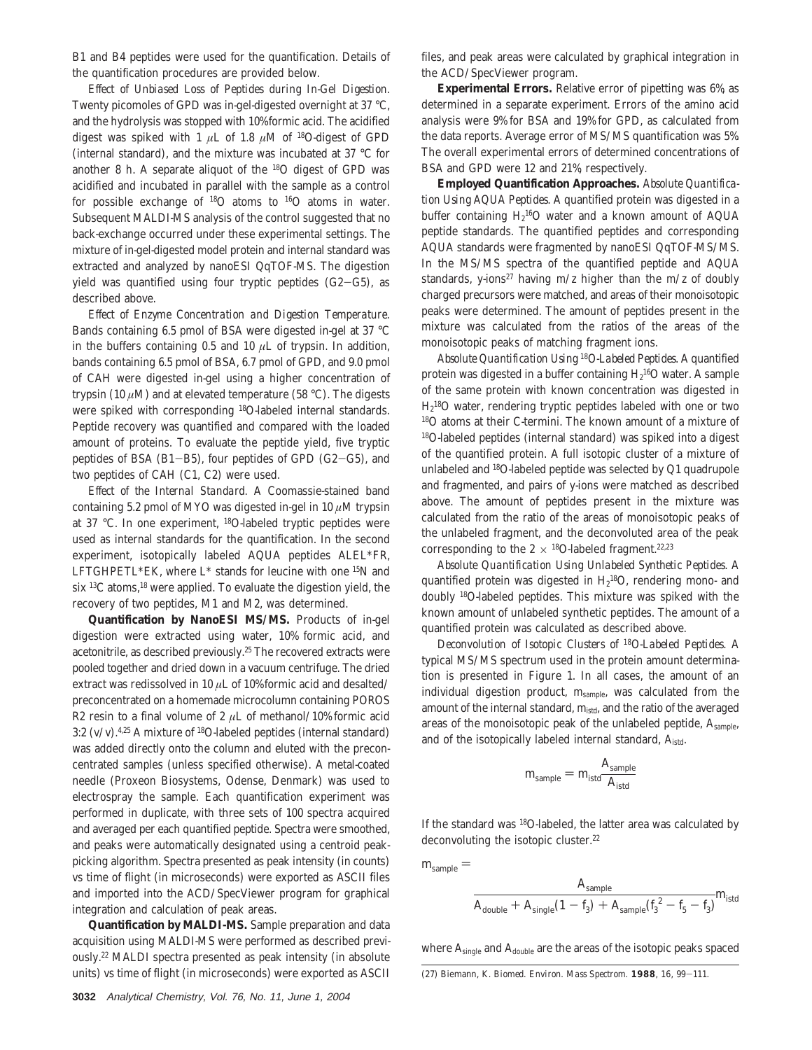B1 and B4 peptides were used for the quantification. Details of the quantification procedures are provided below.

*Effect of Unbiased Loss of Peptides during In-Gel Digestion.* Twenty picomoles of GPD was in-gel-digested overnight at 37 °C, and the hydrolysis was stopped with 10% formic acid. The acidified digest was spiked with 1 $\mu$L of 1.8 $\mu$M of $^{18}$O-digest of GPD (internal standard), and the mixture was incubated at 37 °C for another 8 h. A separate aliquot of the $^{18}$O digest of GPD was acidified and incubated in parallel with the sample as a control for possible exchange of $^{18}$O atoms to $^{16}$O atoms in water. Subsequent MALDI-MS analysis of the control suggested that no back-exchange occurred under these experimental settings. The mixture of in-gel-digested model protein and internal standard was extracted and analyzed by nanoESI QqTOF-MS. The digestion yield was quantified using four tryptic peptides (G2–G5), as described above.

*Effect of Enzyme Concentration and Digestion Temperature.* Bands containing 6.5 pmol of BSA were digested in-gel at 37 °C in the buffers containing 0.5 and 10 $\mu$L of trypsin. In addition, bands containing 6.5 pmol of BSA, 6.7 pmol of GPD, and 9.0 pmol of CAH were digested in-gel using a higher concentration of trypsin (10 $\mu$M) and at elevated temperature (58 °C). The digests were spiked with corresponding $^{18}$O-labeled internal standards. Peptide recovery was quantified and compared with the loaded amount of proteins. To evaluate the peptide yield, five tryptic peptides of BSA (B1–B5), four peptides of GPD (G2–G5), and two peptides of CAH (C1, C2) were used.

*Effect of the Internal Standard.* A Coomassie-stained band containing 5.2 pmol of MYO was digested in-gel in 10 $\mu$M trypsin at 37 °C. In one experiment, $^{18}$O-labeled tryptic peptides were used as internal standards for the quantification. In the second experiment, isotopically labeled AQUA peptides ALEL*FR, LFTGHPETL*EK, where L* stands for leucine with one $^{15}$N and six $^{13}$C atoms,[18] were applied. To evaluate the digestion yield, the recovery of two peptides, M1 and M2, was determined.

**Quantification by NanoESI MS/MS.** Products of in-gel digestion were extracted using water, 10% formic acid, and acetonitrile, as described previously.[25] The recovered extracts were pooled together and dried down in a vacuum centrifuge. The dried extract was redissolved in 10 $\mu$L of 10% formic acid and desalted/preconcentrated on a homemade microcolumn containing POROS R2 resin to a final volume of 2 $\mu$L of methanol/10% formic acid 3:2 (v/v).[4,25] A mixture of $^{18}$O-labeled peptides (internal standard) was added directly onto the column and eluted with the preconcentrated samples (unless specified otherwise). A metal-coated needle (Proxeon Biosystems, Odense, Denmark) was used to electrospray the sample. Each quantification experiment was performed in duplicate, with three sets of 100 spectra acquired and averaged per each quantified peptide. Spectra were smoothed, and peaks were automatically designated using a centroid peak-picking algorithm. Spectra presented as peak intensity (in counts) vs time of flight (in microseconds) were exported as ASCII files and imported into the ACD/SpecViewer program for graphical integration and calculation of peak areas.

**Quantification by MALDI-MS.** Sample preparation and data acquisition using MALDI-MS were performed as described previously.[22] MALDI spectra presented as peak intensity (in absolute units) vs time of flight (in microseconds) were exported as ASCII files, and peak areas were calculated by graphical integration in the ACD/SpecViewer program.

**Experimental Errors.** Relative error of pipetting was 6%, as determined in a separate experiment. Errors of the amino acid analysis were 9% for BSA and 19% for GPD, as calculated from the data reports. Average error of MS/MS quantification was 5%. The overall experimental errors of determined concentrations of BSA and GPD were 12 and 21%, respectively.

**Employed Quantification Approaches.** *Absolute Quantification Using AQUA Peptides.* A quantified protein was digested in a buffer containing $H_2{}^{16}O$ water and a known amount of AQUA peptide standards. The quantified peptides and corresponding AQUA standards were fragmented by nanoESI QqTOF-MS/MS. In the MS/MS spectra of the quantified peptide and AQUA standards, y-ions[27] having $m/z$ higher than the $m/z$ of doubly charged precursors were matched, and areas of their monoisotopic peaks were determined. The amount of peptides present in the mixture was calculated from the ratios of the areas of the monoisotopic peaks of matching fragment ions.

*Absolute Quantification Using $^{18}$O-Labeled Peptides.* A quantified protein was digested in a buffer containing $H_2{}^{16}O$ water. A sample of the same protein with known concentration was digested in $H_2{}^{18}O$ water, rendering tryptic peptides labeled with one or two $^{18}$O atoms at their C-termini. The known amount of a mixture of $^{18}$O-labeled peptides (internal standard) was spiked into a digest of the quantified protein. A full isotopic cluster of a mixture of unlabeled and $^{18}$O-labeled peptide was selected by Q1 quadrupole and fragmented, and pairs of y-ions were matched as described above. The amount of peptides present in the mixture was calculated from the ratio of the areas of monoisotopic peaks of the unlabeled fragment, and the deconvoluted area of the peak corresponding to the $2 \times {}^{18}$O-labeled fragment.[22,23]

*Absolute Quantification Using Unlabeled Synthetic Peptides.* A quantified protein was digested in $H_2{}^{18}O$, rendering mono- and doubly $^{18}$O-labeled peptides. This mixture was spiked with the known amount of unlabeled synthetic peptides. The amount of a quantified protein was calculated as described above.

*Deconvolution of Isotopic Clusters of $^{18}$O-Labeled Peptides.* A typical MS/MS spectrum used in the protein amount determination is presented in Figure 1. In all cases, the amount of an individual digestion product, $m_{sample}$, was calculated from the amount of the internal standard, $m_{istd}$, and the ratio of the averaged areas of the monoisotopic peak of the unlabeled peptide, $A_{sample}$, and of the isotopically labeled internal standard, $A_{istd}$.

$$m_{sample} = m_{istd}\frac{A_{sample}}{A_{istd}}$$

If the standard was $^{18}$O-labeled, the latter area was calculated by deconvoluting the isotopic cluster.[22]

$$m_{sample} = \frac{A_{sample}}{A_{double} + A_{single}(1 - f_3) + A_{sample}(f_3{}^2 - f_5 - f_3)}m_{istd}$$

where $A_{single}$ and $A_{double}$ are the areas of the isotopic peaks spaced

(27) Biemann, K. *Biomed. Environ. Mass Spectrom.* **1988**, *16*, 99–111.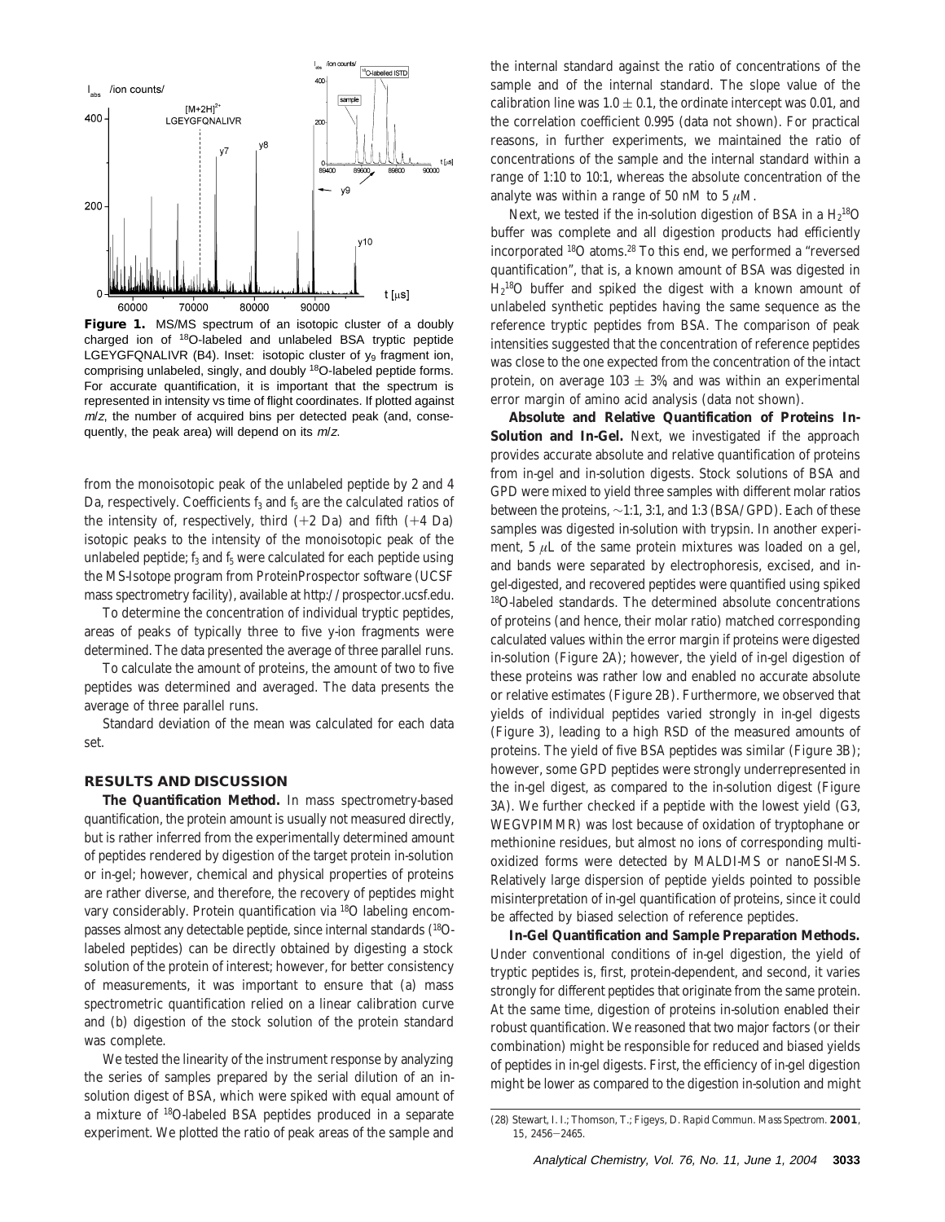**Figure 1.** MS/MS spectrum of an isotopic cluster of a doubly charged ion of $^{18}O$-labeled and unlabeled BSA tryptic peptide LGEYGFQNALIVR (B4). Inset: isotopic cluster of $y_9$ fragment ion, comprising unlabeled, singly, and doubly $^{18}O$-labeled peptide forms. For accurate quantification, it is important that the spectrum is represented in intensity vs time of flight coordinates. If plotted against *m/z*, the number of acquired bins per detected peak (and, consequently, the peak area) will depend on its *m/z*.

from the monoisotopic peak of the unlabeled peptide by 2 and 4 Da, respectively. Coefficients $f_3$ and $f_5$ are the calculated ratios of the intensity of, respectively, third (+2 Da) and fifth (+4 Da) isotopic peaks to the intensity of the monoisotopic peak of the unlabeled peptide; $f_3$ and $f_5$ were calculated for each peptide using the MS-Isotope program from ProteinProspector software (UCSF mass spectrometry facility), available at http://prospector.ucsf.edu.

To determine the concentration of individual tryptic peptides, areas of peaks of typically three to five y-ion fragments were determined. The data presented the average of three parallel runs.

To calculate the amount of proteins, the amount of two to five peptides was determined and averaged. The data presents the average of three parallel runs.

Standard deviation of the mean was calculated for each data set.

## RESULTS AND DISCUSSION

**The Quantification Method.** In mass spectrometry-based quantification, the protein amount is usually not measured directly, but is rather inferred from the experimentally determined amount of peptides rendered by digestion of the target protein in-solution or in-gel; however, chemical and physical properties of proteins are rather diverse, and therefore, the recovery of peptides might vary considerably. Protein quantification via $^{18}O$ labeling encompasses almost any detectable peptide, since internal standards ($^{18}O$-labeled peptides) can be directly obtained by digesting a stock solution of the protein of interest; however, for better consistency of measurements, it was important to ensure that (a) mass spectrometric quantification relied on a linear calibration curve and (b) digestion of the stock solution of the protein standard was complete.

We tested the linearity of the instrument response by analyzing the series of samples prepared by the serial dilution of an in-solution digest of BSA, which were spiked with equal amount of a mixture of $^{18}O$-labeled BSA peptides produced in a separate experiment. We plotted the ratio of peak areas of the sample and the internal standard against the ratio of concentrations of the sample and of the internal standard. The slope value of the calibration line was $1.0 \pm 0.1$, the ordinate intercept was 0.01, and the correlation coefficient 0.995 (data not shown). For practical reasons, in further experiments, we maintained the ratio of concentrations of the sample and the internal standard within a range of 1:10 to 10:1, whereas the absolute concentration of the analyte was within a range of 50 nM to 5 $\mu$M.

Next, we tested if the in-solution digestion of BSA in a $H_2{}^{18}O$ buffer was complete and all digestion products had efficiently incorporated $^{18}O$ atoms.[28] To this end, we performed a "reversed quantification", that is, a known amount of BSA was digested in $H_2{}^{18}O$ buffer and spiked the digest with a known amount of unlabeled synthetic peptides having the same sequence as the reference tryptic peptides from BSA. The comparison of peak intensities suggested that the concentration of reference peptides was close to the one expected from the concentration of the intact protein, on average $103 \pm 3\%$, and was within an experimental error margin of amino acid analysis (data not shown).

**Absolute and Relative Quantification of Proteins In-Solution and In-Gel.** Next, we investigated if the approach provides accurate absolute and relative quantification of proteins from in-gel and in-solution digests. Stock solutions of BSA and GPD were mixed to yield three samples with different molar ratios between the proteins, ~1:1, 3:1, and 1:3 (BSA/GPD). Each of these samples was digested in-solution with trypsin. In another experiment, 5 $\mu$L of the same protein mixtures was loaded on a gel, and bands were separated by electrophoresis, excised, and in-gel-digested, and recovered peptides were quantified using spiked $^{18}O$-labeled standards. The determined absolute concentrations of proteins (and hence, their molar ratio) matched corresponding calculated values within the error margin if proteins were digested in-solution (Figure 2A); however, the yield of in-gel digestion of these proteins was rather low and enabled no accurate absolute or relative estimates (Figure 2B). Furthermore, we observed that yields of individual peptides varied strongly in in-gel digests (Figure 3), leading to a high RSD of the measured amounts of proteins. The yield of five BSA peptides was similar (Figure 3B); however, some GPD peptides were strongly underrepresented in the in-gel digest, as compared to the in-solution digest (Figure 3A). We further checked if a peptide with the lowest yield (G3, WEGVPIMMR) was lost because of oxidation of tryptophane or methionine residues, but almost no ions of corresponding multi-oxidized forms were detected by MALDI-MS or nanoESI-MS. Relatively large dispersion of peptide yields pointed to possible misinterpretation of in-gel quantification of proteins, since it could be affected by biased selection of reference peptides.

**In-Gel Quantification and Sample Preparation Methods.** Under conventional conditions of in-gel digestion, the yield of tryptic peptides is, first, protein-dependent, and second, it varies strongly for different peptides that originate from the same protein. At the same time, digestion of proteins in-solution enabled their robust quantification. We reasoned that two major factors (or their combination) might be responsible for reduced and biased yields of peptides in in-gel digests. First, the efficiency of in-gel digestion might be lower as compared to the digestion in-solution and might

(28) Stewart, I. I.; Thomson, T.; Figeys, D. *Rapid Commun. Mass Spectrom.* **2001**, *15*, 2456–2465.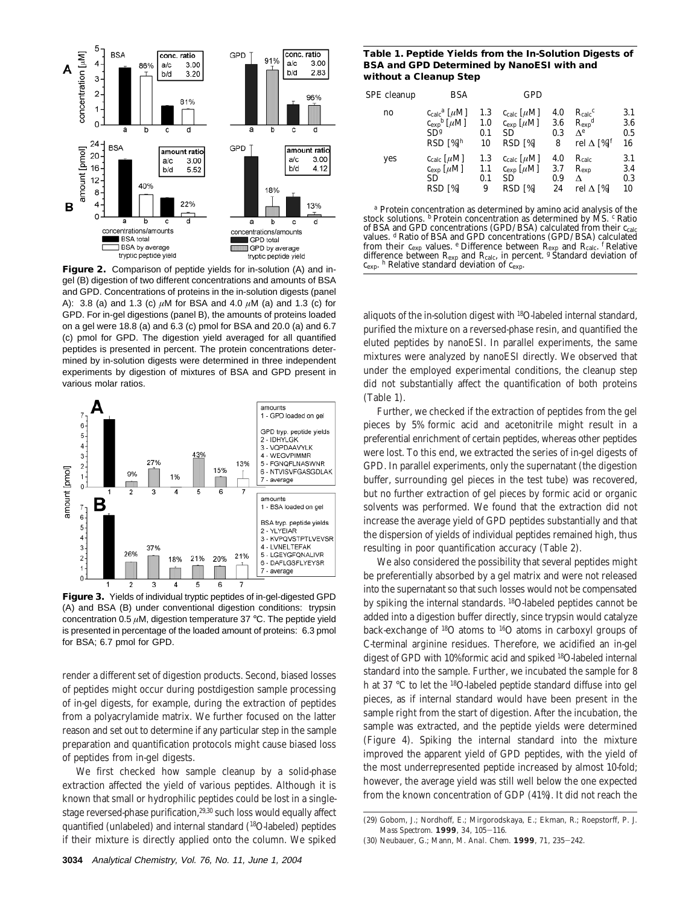**Figure 2.** Comparison of peptide yields for in-solution (A) and in-gel (B) digestion of two different concentrations and amounts of BSA and GPD. Concentrations of proteins in the in-solution digests (panel A): 3.8 (a) and 1.3 (c) μM for BSA and 4.0 μM (a) and 1.3 (c) for GPD. For in-gel digestions (panel B), the amounts of proteins loaded on a gel were 18.8 (a) and 6.3 (c) pmol for BSA and 20.0 (a) and 6.7 (c) pmol for GPD. The digestion yield averaged for all quantified peptides is presented in percent. The protein concentrations determined by in-solution digests were determined in three independent experiments by digestion of mixtures of BSA and GPD present in various molar ratios.

**Figure 3.** Yields of individual tryptic peptides of in-gel-digested GPD (A) and BSA (B) under conventional digestion conditions: trypsin concentration 0.5 μM, digestion temperature 37 °C. The peptide yield is presented in percentage of the loaded amount of proteins: 6.3 pmol for BSA; 6.7 pmol for GPD.

render a different set of digestion products. Second, biased losses of peptides might occur during postdigestion sample processing of in-gel digests, for example, during the extraction of peptides from a polyacrylamide matrix. We further focused on the latter reason and set out to determine if any particular step in the sample preparation and quantification protocols might cause biased loss of peptides from in-gel digests.

We first checked how sample cleanup by a solid-phase extraction affected the yield of various peptides. Although it is known that small or hydrophilic peptides could be lost in a single-stage reversed-phase purification,[29,30] such loss would equally affect quantified (unlabeled) and internal standard ($^{18}$O-labeled) peptides if their mixture is directly applied onto the column. We spiked aliquots of the in-solution digest with $^{18}$O-labeled internal standard, purified the mixture on a reversed-phase resin, and quantified the eluted peptides by nanoESI. In parallel experiments, the same mixtures were analyzed by nanoESI directly. We observed that under the employed experimental conditions, the cleanup step did not substantially affect the quantification of both proteins (Table 1).

**Table 1. Peptide Yields from the In-Solution Digests of BSA and GPD Determined by NanoESI with and without a Cleanup Step**

| SPE cleanup | BSA | | GPD | | | |
|---|---|---|---|---|---|---|
| no | $c_{calc}$[a] [μM] | 1.3 | $c_{calc}$ [μM] | 4.0 | $R_{calc}$[c] | 3.1 |
| | $c_{exp}$[b] [μM] | 1.0 | $c_{exp}$ [μM] | 3.6 | $R_{exp}$[d] | 3.6 |
| | SD[g] | 0.1 | SD | 0.3 | Δ[e] | 0.5 |
| | RSD [%][h] | 10 | RSD [%] | 8 | rel Δ [%][f] | 16 |
| yes | $c_{calc}$ [μM] | 1.3 | $c_{calc}$ [μM] | 4.0 | $R_{calc}$ | 3.1 |
| | $c_{exp}$ [μM] | 1.1 | $c_{exp}$ [μM] | 3.7 | $R_{exp}$ | 3.4 |
| | SD | 0.1 | SD | 0.9 | Δ | 0.3 |
| | RSD [%] | 9 | RSD [%] | 24 | rel Δ [%] | 10 |

[a] Protein concentration as determined by amino acid analysis of the stock solutions. [b] Protein concentration as determined by MS. [c] Ratio of BSA and GPD concentrations (GPD/BSA) calculated from their $c_{calc}$ values. [d] Ratio of BSA and GPD concentrations (GPD/BSA) calculated from their $c_{exp}$ values. [e] Difference between $R_{exp}$ and $R_{calc}$. [f] Relative difference between $R_{exp}$ and $R_{calc}$, in percent. [g] Standard deviation of $c_{exp}$. [h] Relative standard deviation of $c_{exp}$.

Further, we checked if the extraction of peptides from the gel pieces by 5% formic acid and acetonitrile might result in a preferential enrichment of certain peptides, whereas other peptides were lost. To this end, we extracted the series of in-gel digests of GPD. In parallel experiments, only the supernatant (the digestion buffer, surrounding gel pieces in the test tube) was recovered, but no further extraction of gel pieces by formic acid or organic solvents was performed. We found that the extraction did not increase the average yield of GPD peptides substantially and that the dispersion of yields of individual peptides remained high, thus resulting in poor quantification accuracy (Table 2).

We also considered the possibility that several peptides might be preferentially absorbed by a gel matrix and were not released into the supernatant so that such losses would not be compensated by spiking the internal standards. $^{18}$O-labeled peptides cannot be added into a digestion buffer directly, since trypsin would catalyze back-exchange of $^{18}$O atoms to $^{16}$O atoms in carboxyl groups of C-terminal arginine residues. Therefore, we acidified an in-gel digest of GPD with 10% formic acid and spiked $^{18}$O-labeled internal standard into the sample. Further, we incubated the sample for 8 h at 37 °C to let the $^{18}$O-labeled peptide standard diffuse into gel pieces, as if internal standard would have been present in the sample right from the start of digestion. After the incubation, the sample was extracted, and the peptide yields were determined (Figure 4). Spiking the internal standard into the mixture improved the apparent yield of GPD peptides, with the yield of the most underrepresented peptide increased by almost 10-fold; however, the average yield was still well below the one expected from the known concentration of GDP (41%). It did not reach the

(29) Gobom, J.; Nordhoff, E.; Mirgorodskaya, E.; Ekman, R.; Roepstorff, P. J. *Mass Spectrom.* **1999**, 34, 105–116.

(30) Neubauer, G.; Mann, M. *Anal. Chem.* **1999**, 71, 235–242.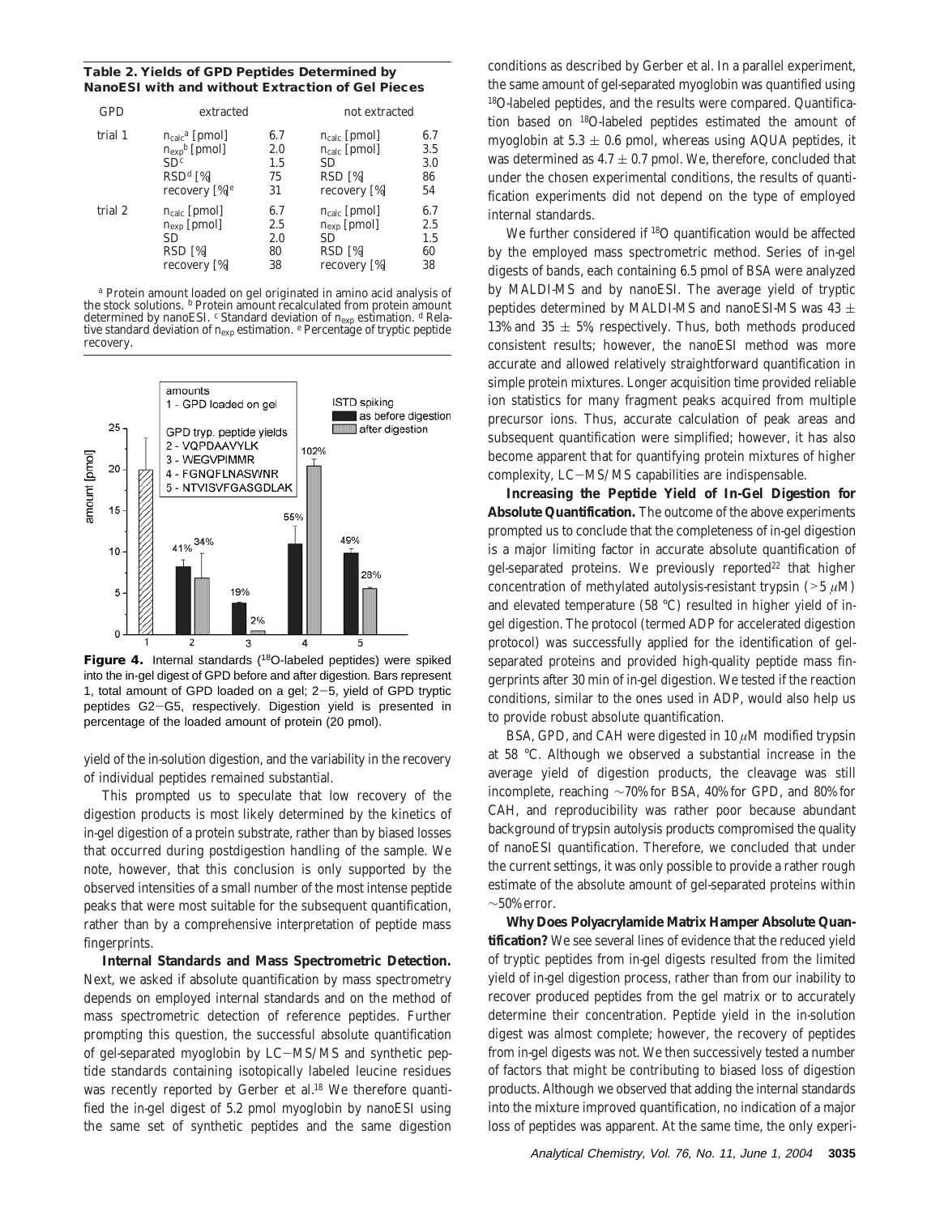**Table 2. Yields of GPD Peptides Determined by NanoESI with and without Extraction of Gel Pieces**

| GPD | extracted | | not extracted | |
|---|---|---|---|---|
| trial 1 | $n_{calc}$[a] [pmol] | 6.7 | $n_{calc}$ [pmol] | 6.7 |
| | $n_{exp}$[b] [pmol] | 2.0 | $n_{calc}$ [pmol] | 3.5 |
| | SD[c] | 1.5 | SD | 3.0 |
| | RSD[d] [%] | 75 | RSD [%] | 86 |
| | recovery [%][e] | 31 | recovery [%] | 54 |
| trial 2 | $n_{calc}$ [pmol] | 6.7 | $n_{calc}$ [pmol] | 6.7 |
| | $n_{exp}$ [pmol] | 2.5 | $n_{exp}$ [pmol] | 2.5 |
| | SD | 2.0 | SD | 1.5 |
| | RSD [%] | 80 | RSD [%] | 60 |
| | recovery [%] | 38 | recovery [%] | 38 |

[a] Protein amount loaded on gel originated in amino acid analysis of the stock solutions. [b] Protein amount recalculated from protein amount determined by nanoESI. [c] Standard deviation of $n_{exp}$ estimation. [d] Relative standard deviation of $n_{exp}$ estimation. [e] Percentage of tryptic peptide recovery.

**Figure 4.** Internal standards ($^{18}$O-labeled peptides) were spiked into the in-gel digest of GPD before and after digestion. Bars represent 1, total amount of GPD loaded on a gel; 2–5, yield of GPD tryptic peptides G2–G5, respectively. Digestion yield is presented in percentage of the loaded amount of protein (20 pmol).

yield of the in-solution digestion, and the variability in the recovery of individual peptides remained substantial.

This prompted us to speculate that low recovery of the digestion products is most likely determined by the kinetics of in-gel digestion of a protein substrate, rather than by biased losses that occurred during postdigestion handling of the sample. We note, however, that this conclusion is only supported by the observed intensities of a small number of the most intense peptide peaks that were most suitable for the subsequent quantification, rather than by a comprehensive interpretation of peptide mass fingerprints.

**Internal Standards and Mass Spectrometric Detection.** Next, we asked if absolute quantification by mass spectrometry depends on employed internal standards and on the method of mass spectrometric detection of reference peptides. Further prompting this question, the successful absolute quantification of gel-separated myoglobin by LC–MS/MS and synthetic peptide standards containing isotopically labeled leucine residues was recently reported by Gerber et al.[18] We therefore quantified the in-gel digest of 5.2 pmol myoglobin by nanoESI using the same set of synthetic peptides and the same digestion conditions as described by Gerber et al. In a parallel experiment, the same amount of gel-separated myoglobin was quantified using $^{18}$O-labeled peptides, and the results were compared. Quantification based on $^{18}$O-labeled peptides estimated the amount of myoglobin at $5.3 \pm 0.6$ pmol, whereas using AQUA peptides, it was determined as $4.7 \pm 0.7$ pmol. We, therefore, concluded that under the chosen experimental conditions, the results of quantification experiments did not depend on the type of employed internal standards.

We further considered if $^{18}$O quantification would be affected by the employed mass spectrometric method. Series of in-gel digests of bands, each containing 6.5 pmol of BSA were analyzed by MALDI-MS and by nanoESI. The average yield of tryptic peptides determined by MALDI-MS and nanoESI-MS was $43 \pm 13\%$ and $35 \pm 5\%$, respectively. Thus, both methods produced consistent results; however, the nanoESI method was more accurate and allowed relatively straightforward quantification in simple protein mixtures. Longer acquisition time provided reliable ion statistics for many fragment peaks acquired from multiple precursor ions. Thus, accurate calculation of peak areas and subsequent quantification were simplified; however, it has also become apparent that for quantifying protein mixtures of higher complexity, LC–MS/MS capabilities are indispensable.

**Increasing the Peptide Yield of In-Gel Digestion for Absolute Quantification.** The outcome of the above experiments prompted us to conclude that the completeness of in-gel digestion is a major limiting factor in accurate absolute quantification of gel-separated proteins. We previously reported[22] that higher concentration of methylated autolysis-resistant trypsin (>5 $\mu$M) and elevated temperature (58 °C) resulted in higher yield of in-gel digestion. The protocol (termed ADP for accelerated digestion protocol) was successfully applied for the identification of gel-separated proteins and provided high-quality peptide mass fingerprints after 30 min of in-gel digestion. We tested if the reaction conditions, similar to the ones used in ADP, would also help us to provide robust absolute quantification.

BSA, GPD, and CAH were digested in 10 $\mu$M modified trypsin at 58 °C. Although we observed a substantial increase in the average yield of digestion products, the cleavage was still incomplete, reaching ~70% for BSA, 40% for GPD, and 80% for CAH, and reproducibility was rather poor because abundant background of trypsin autolysis products compromised the quality of nanoESI quantification. Therefore, we concluded that under the current settings, it was only possible to provide a rather rough estimate of the absolute amount of gel-separated proteins within ~50% error.

**Why Does Polyacrylamide Matrix Hamper Absolute Quantification?** We see several lines of evidence that the reduced yield of tryptic peptides from in-gel digests resulted from the limited yield of in-gel digestion process, rather than from our inability to recover produced peptides from the gel matrix or to accurately determine their concentration. Peptide yield in the in-solution digest was almost complete; however, the recovery of peptides from in-gel digests was not. We then successively tested a number of factors that might be contributing to biased loss of digestion products. Although we observed that adding the internal standards into the mixture improved quantification, no indication of a major loss of peptides was apparent. At the same time, the only experi-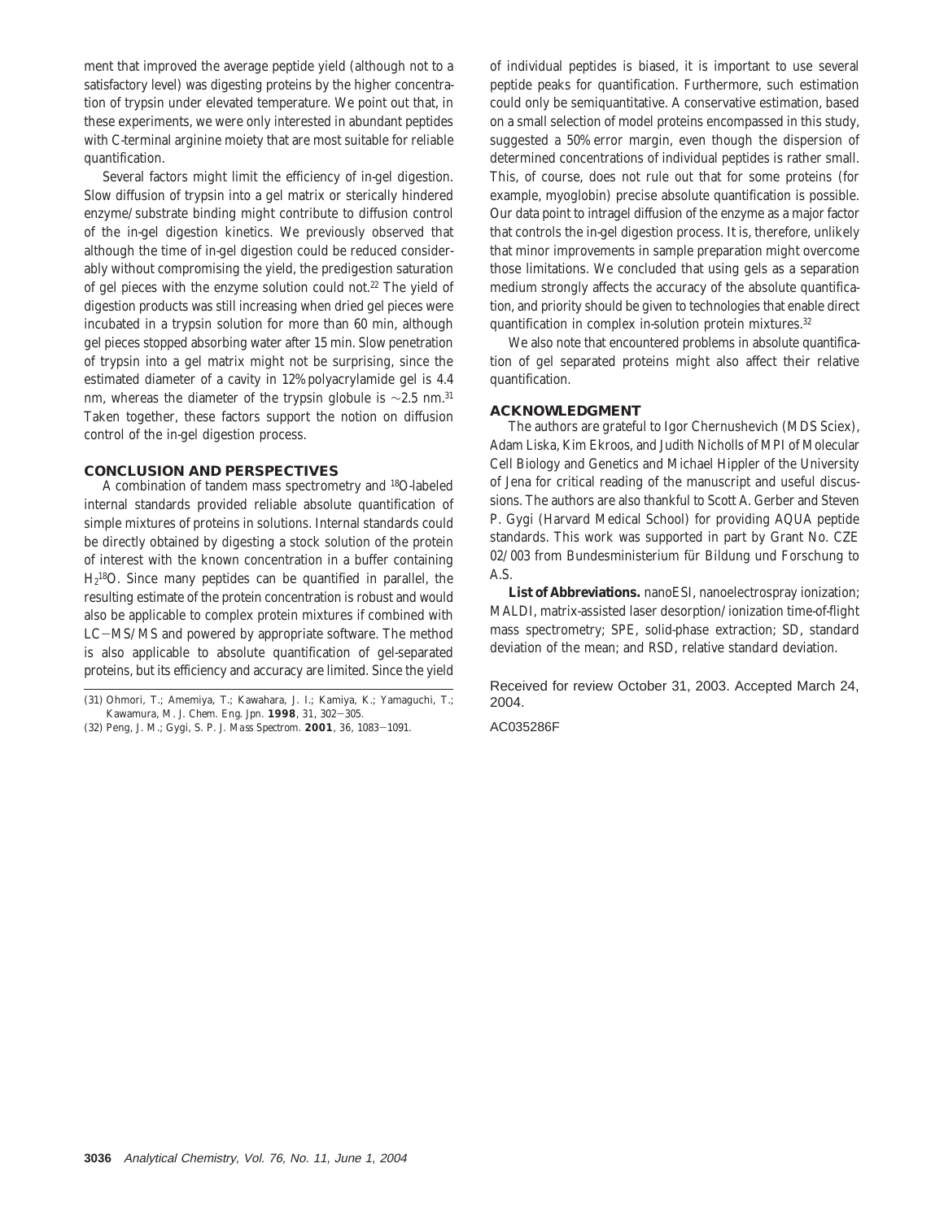ment that improved the average peptide yield (although not to a satisfactory level) was digesting proteins by the higher concentration of trypsin under elevated temperature. We point out that, in these experiments, we were only interested in abundant peptides with C-terminal arginine moiety that are most suitable for reliable quantification.

Several factors might limit the efficiency of in-gel digestion. Slow diffusion of trypsin into a gel matrix or sterically hindered enzyme/substrate binding might contribute to diffusion control of the in-gel digestion kinetics. We previously observed that although the time of in-gel digestion could be reduced considerably without compromising the yield, the predigestion saturation of gel pieces with the enzyme solution could not.[22] The yield of digestion products was still increasing when dried gel pieces were incubated in a trypsin solution for more than 60 min, although gel pieces stopped absorbing water after 15 min. Slow penetration of trypsin into a gel matrix might not be surprising, since the estimated diameter of a cavity in 12% polyacrylamide gel is 4.4 nm, whereas the diameter of the trypsin globule is ~2.5 nm.[31] Taken together, these factors support the notion on diffusion control of the in-gel digestion process.

## CONCLUSION AND PERSPECTIVES

A combination of tandem mass spectrometry and $^{18}O$-labeled internal standards provided reliable absolute quantification of simple mixtures of proteins in solutions. Internal standards could be directly obtained by digesting a stock solution of the protein of interest with the known concentration in a buffer containing $H_2^{18}O$. Since many peptides can be quantified in parallel, the resulting estimate of the protein concentration is robust and would also be applicable to complex protein mixtures if combined with LC−MS/MS and powered by appropriate software. The method is also applicable to absolute quantification of gel-separated proteins, but its efficiency and accuracy are limited. Since the yield of individual peptides is biased, it is important to use several peptide peaks for quantification. Furthermore, such estimation could only be semiquantitative. A conservative estimation, based on a small selection of model proteins encompassed in this study, suggested a 50% error margin, even though the dispersion of determined concentrations of individual peptides is rather small. This, of course, does not rule out that for some proteins (for example, myoglobin) precise absolute quantification is possible. Our data point to intragel diffusion of the enzyme as a major factor that controls the in-gel digestion process. It is, therefore, unlikely that minor improvements in sample preparation might overcome those limitations. We concluded that using gels as a separation medium strongly affects the accuracy of the absolute quantification, and priority should be given to technologies that enable direct quantification in complex in-solution protein mixtures.[32]

We also note that encountered problems in absolute quantification of gel separated proteins might also affect their relative quantification.

## ACKNOWLEDGMENT

The authors are grateful to Igor Chernushevich (MDS Sciex), Adam Liska, Kim Ekroos, and Judith Nicholls of MPI of Molecular Cell Biology and Genetics and Michael Hippler of the University of Jena for critical reading of the manuscript and useful discussions. The authors are also thankful to Scott A. Gerber and Steven P. Gygi (Harvard Medical School) for providing AQUA peptide standards. This work was supported in part by Grant No. CZE 02/003 from Bundesministerium für Bildung und Forschung to A.S.

**List of Abbreviations.** nanoESI, nanoelectrospray ionization; MALDI, matrix-assisted laser desorption/ionization time-of-flight mass spectrometry; SPE, solid-phase extraction; SD, standard deviation of the mean; and RSD, relative standard deviation.

Received for review October 31, 2003. Accepted March 24, 2004.

AC035286F

(31) Ohmori, T.; Amemiya, T.; Kawahara, J. I.; Kamiya, K.; Yamaguchi, T.; Kawamura, M. *J. Chem. Eng. Jpn.* **1998**, *31*, 302−305.

(32) Peng, J. M.; Gygi, S. P. *J. Mass Spectrom.* **2001**, *36*, 1083−1091.